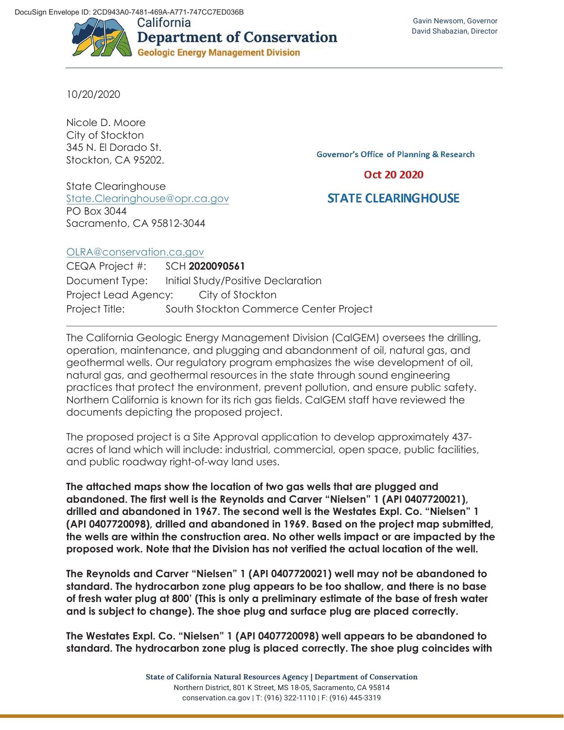DocuSign Envelope ID: 2CD943A0-7481-469A-A771-747CC7ED036B

California
**Department of Conservation**
**Geologic Energy Management Division**

Gavin Newsom, Governor
David Shabazian, Director

10/20/2020

Nicole D. Moore
City of Stockton
345 N. El Dorado St.
Stockton, CA 95202.

Governor's Office of Planning & Research

Oct 20 2020

STATE CLEARINGHOUSE

State Clearinghouse
State.Clearinghouse@opr.ca.gov
PO Box 3044
Sacramento, CA 95812-3044

OLRA@conservation.ca.gov

CEQA Project #: SCH **2020090561**
Document Type: Initial Study/Positive Declaration
Project Lead Agency: City of Stockton
Project Title: South Stockton Commerce Center Project

---

The California Geologic Energy Management Division (CalGEM) oversees the drilling, operation, maintenance, and plugging and abandonment of oil, natural gas, and geothermal wells. Our regulatory program emphasizes the wise development of oil, natural gas, and geothermal resources in the state through sound engineering practices that protect the environment, prevent pollution, and ensure public safety. Northern California is known for its rich gas fields. CalGEM staff have reviewed the documents depicting the proposed project.

The proposed project is a Site Approval application to develop approximately 437-acres of land which will include: industrial, commercial, open space, public facilities, and public roadway right-of-way land uses.

**The attached maps show the location of two gas wells that are plugged and abandoned. The first well is the Reynolds and Carver "Nielsen" 1 (API 0407720021), drilled and abandoned in 1967. The second well is the Westates Expl. Co. "Nielsen" 1 (API 0407720098), drilled and abandoned in 1969. Based on the project map submitted, the wells are within the construction area. No other wells impact or are impacted by the proposed work. Note that the Division has not verified the actual location of the well.**

**The Reynolds and Carver "Nielsen" 1 (API 0407720021) well may not be abandoned to standard. The hydrocarbon zone plug appears to be too shallow, and there is no base of fresh water plug at 800' (This is only a preliminary estimate of the base of fresh water and is subject to change). The shoe plug and surface plug are placed correctly.**

**The Westates Expl. Co. "Nielsen" 1 (API 0407720098) well appears to be abandoned to standard. The hydrocarbon zone plug is placed correctly. The shoe plug coincides with**

State of California Natural Resources Agency | Department of Conservation
Northern District, 801 K Street, MS 18-05, Sacramento, CA 95814
conservation.ca.gov | T: (916) 322-1110 | F: (916) 445-3319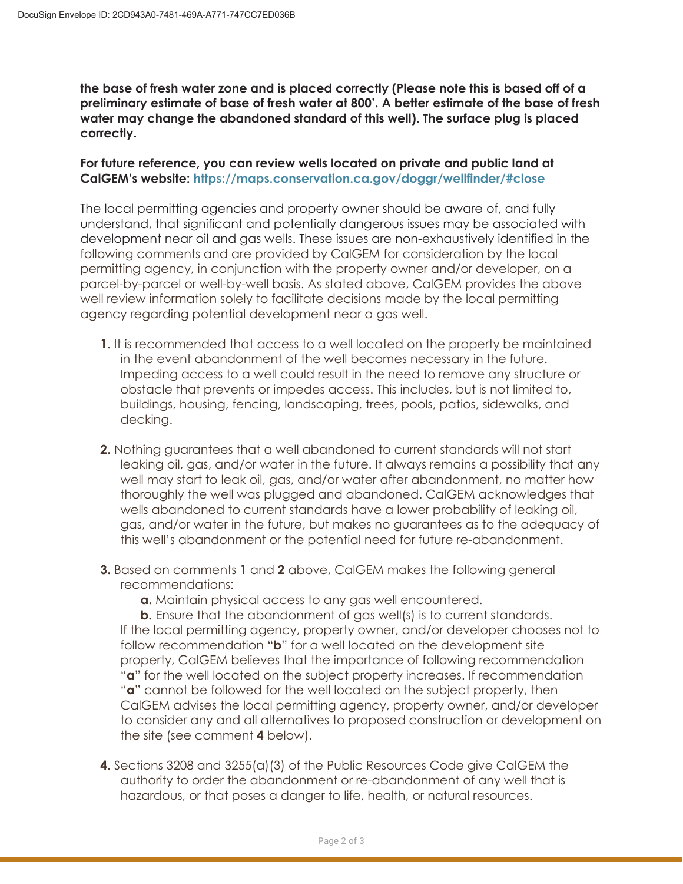**the base of fresh water zone and is placed correctly (Please note this is based off of a preliminary estimate of base of fresh water at 800'. A better estimate of the base of fresh water may change the abandoned standard of this well). The surface plug is placed correctly.**

**For future reference, you can review wells located on private and public land at CalGEM's website: https://maps.conservation.ca.gov/doggr/wellfinder/#close**

The local permitting agencies and property owner should be aware of, and fully understand, that significant and potentially dangerous issues may be associated with development near oil and gas wells. These issues are non-exhaustively identified in the following comments and are provided by CalGEM for consideration by the local permitting agency, in conjunction with the property owner and/or developer, on a parcel-by-parcel or well-by-well basis. As stated above, CalGEM provides the above well review information solely to facilitate decisions made by the local permitting agency regarding potential development near a gas well.

**1.** It is recommended that access to a well located on the property be maintained in the event abandonment of the well becomes necessary in the future. Impeding access to a well could result in the need to remove any structure or obstacle that prevents or impedes access. This includes, but is not limited to, buildings, housing, fencing, landscaping, trees, pools, patios, sidewalks, and decking.

**2.** Nothing guarantees that a well abandoned to current standards will not start leaking oil, gas, and/or water in the future. It always remains a possibility that any well may start to leak oil, gas, and/or water after abandonment, no matter how thoroughly the well was plugged and abandoned. CalGEM acknowledges that wells abandoned to current standards have a lower probability of leaking oil, gas, and/or water in the future, but makes no guarantees as to the adequacy of this well's abandonment or the potential need for future re-abandonment.

**3.** Based on comments **1** and **2** above, CalGEM makes the following general recommendations:

**a.** Maintain physical access to any gas well encountered.

**b.** Ensure that the abandonment of gas well(s) is to current standards.

If the local permitting agency, property owner, and/or developer chooses not to follow recommendation "**b**" for a well located on the development site property, CalGEM believes that the importance of following recommendation "**a**" for the well located on the subject property increases. If recommendation "**a**" cannot be followed for the well located on the subject property, then CalGEM advises the local permitting agency, property owner, and/or developer to consider any and all alternatives to proposed construction or development on the site (see comment **4** below).

**4.** Sections 3208 and 3255(a)(3) of the Public Resources Code give CalGEM the authority to order the abandonment or re-abandonment of any well that is hazardous, or that poses a danger to life, health, or natural resources.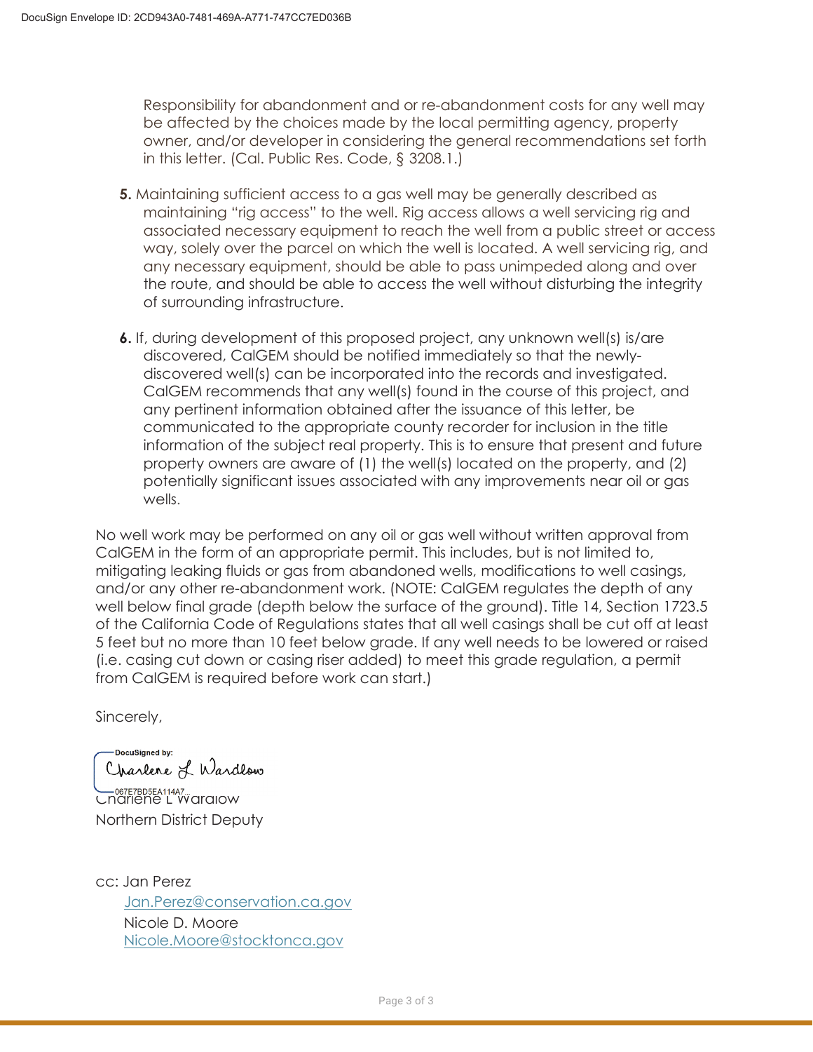Responsibility for abandonment and or re-abandonment costs for any well may be affected by the choices made by the local permitting agency, property owner, and/or developer in considering the general recommendations set forth in this letter. (Cal. Public Res. Code, § 3208.1.)

**5.** Maintaining sufficient access to a gas well may be generally described as maintaining "rig access" to the well. Rig access allows a well servicing rig and associated necessary equipment to reach the well from a public street or access way, solely over the parcel on which the well is located. A well servicing rig, and any necessary equipment, should be able to pass unimpeded along and over the route, and should be able to access the well without disturbing the integrity of surrounding infrastructure.

**6.** If, during development of this proposed project, any unknown well(s) is/are discovered, CalGEM should be notified immediately so that the newly-discovered well(s) can be incorporated into the records and investigated. CalGEM recommends that any well(s) found in the course of this project, and any pertinent information obtained after the issuance of this letter, be communicated to the appropriate county recorder for inclusion in the title information of the subject real property. This is to ensure that present and future property owners are aware of (1) the well(s) located on the property, and (2) potentially significant issues associated with any improvements near oil or gas wells.

No well work may be performed on any oil or gas well without written approval from CalGEM in the form of an appropriate permit. This includes, but is not limited to, mitigating leaking fluids or gas from abandoned wells, modifications to well casings, and/or any other re-abandonment work. (NOTE: CalGEM regulates the depth of any well below final grade (depth below the surface of the ground). Title 14, Section 1723.5 of the California Code of Regulations states that all well casings shall be cut off at least 5 feet but no more than 10 feet below grade. If any well needs to be lowered or raised (i.e. casing cut down or casing riser added) to meet this grade regulation, a permit from CalGEM is required before work can start.)

Sincerely,

DocuSigned by:
Charlene L Wardlow
067E7BD5EA114A7...

Charlene L Wardlow
Northern District Deputy

cc: Jan Perez
Jan.Perez@conservation.ca.gov
Nicole D. Moore
Nicole.Moore@stocktonca.gov